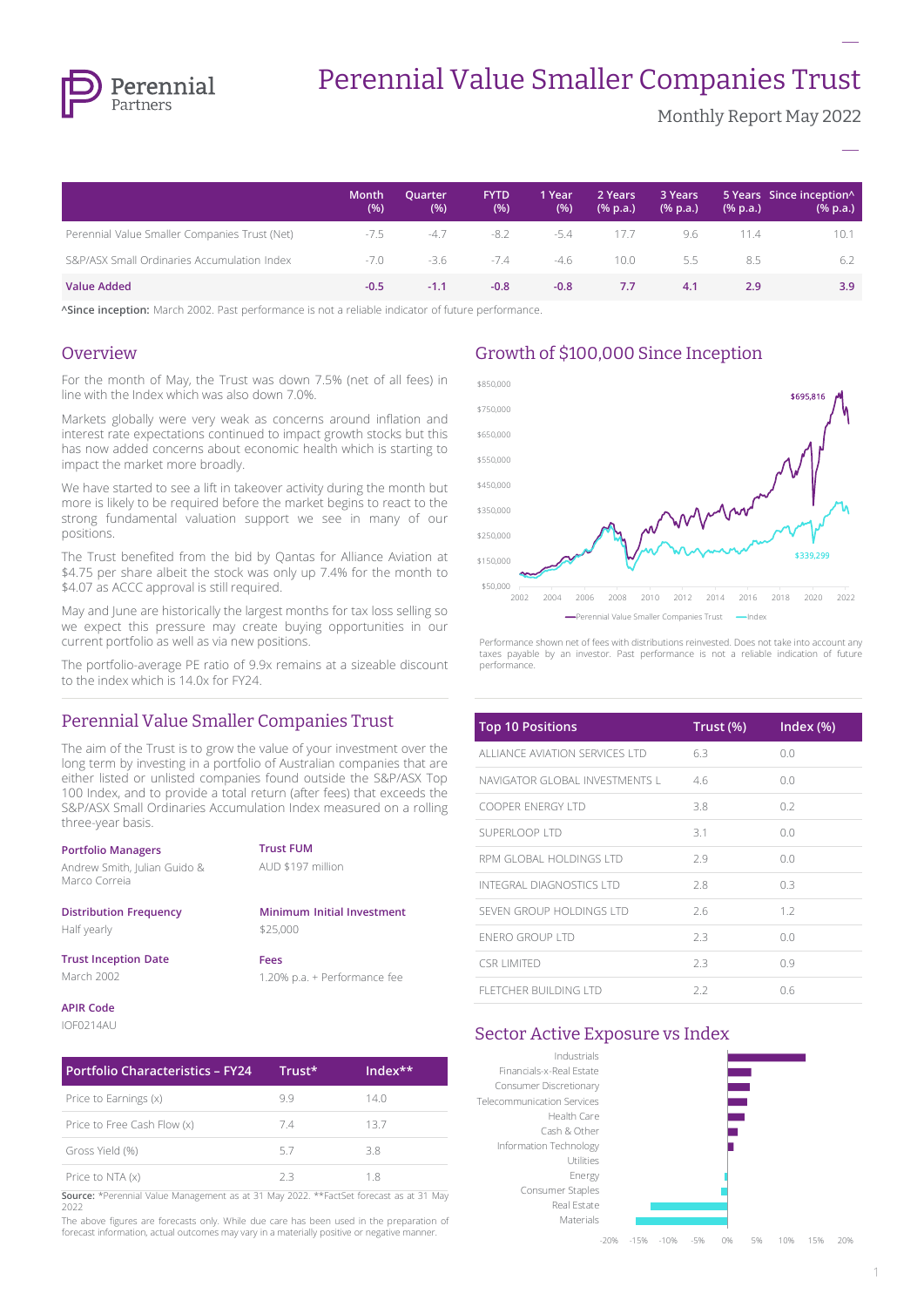# Perennial Value Smaller Companies Trust

Monthly Report May 2022

| | Month (%) | Quarter (%) | FYTD (%) | 1 Year (%) | 2 Years (% p.a.) | 3 Years (% p.a.) | 5 Years (% p.a.) | Since inception^ (% p.a.) |
|---|---|---|---|---|---|---|---|---|
| Perennial Value Smaller Companies Trust (Net) | -7.5 | -4.7 | -8.2 | -5.4 | 17.7 | 9.6 | 11.4 | 10.1 |
| S&P/ASX Small Ordinaries Accumulation Index | -7.0 | -3.6 | -7.4 | -4.6 | 10.0 | 5.5 | 8.5 | 6.2 |
| **Value Added** | **-0.5** | **-1.1** | **-0.8** | **-0.8** | **7.7** | **4.1** | **2.9** | **3.9** |

**^Since inception:** March 2002. Past performance is not a reliable indicator of future performance.

## Overview

For the month of May, the Trust was down 7.5% (net of all fees) in line with the Index which was also down 7.0%.

Markets globally were very weak as concerns around inflation and interest rate expectations continued to impact growth stocks but this has now added concerns about economic health which is starting to impact the market more broadly.

We have started to see a lift in takeover activity during the month but more is likely to be required before the market begins to react to the strong fundamental valuation support we see in many of our positions.

The Trust benefited from the bid by Qantas for Alliance Aviation at $4.75 per share albeit the stock was only up 7.4% for the month to $4.07 as ACCC approval is still required.

May and June are historically the largest months for tax loss selling so we expect this pressure may create buying opportunities in our current portfolio as well as via new positions.

The portfolio-average PE ratio of 9.9x remains at a sizeable discount to the index which is 14.0x for FY24.

## Growth of $100,000 Since Inception

Perennial Value Smaller Companies Trust: $695,816
Index: $339,299

Performance shown net of fees with distributions reinvested. Does not take into account any taxes payable by an investor. Past performance is not a reliable indication of future performance.

## Perennial Value Smaller Companies Trust

The aim of the Trust is to grow the value of your investment over the long term by investing in a portfolio of Australian companies that are either listed or unlisted companies found outside the S&P/ASX Top 100 Index, and to provide a total return (after fees) that exceeds the S&P/ASX Small Ordinaries Accumulation Index measured on a rolling three-year basis.

**Portfolio Managers**
Andrew Smith, Julian Guido & Marco Correia

**Trust FUM**
AUD $197 million

**Distribution Frequency**
Half yearly

**Minimum Initial Investment**
$25,000

**Trust Inception Date**
March 2002

**Fees**
1.20% p.a. + Performance fee

**APIR Code**
IOF0214AU

| Portfolio Characteristics – FY24 | Trust* | Index** |
|---|---|---|
| Price to Earnings (x) | 9.9 | 14.0 |
| Price to Free Cash Flow (x) | 7.4 | 13.7 |
| Gross Yield (%) | 5.7 | 3.8 |
| Price to NTA (x) | 2.3 | 1.8 |

**Source:** *Perennial Value Management as at 31 May 2022. **FactSet forecast as at 31 May 2022

The above figures are forecasts only. While due care has been used in the preparation of forecast information, actual outcomes may vary in a materially positive or negative manner.

| Top 10 Positions | Trust (%) | Index (%) |
|---|---|---|
| ALLIANCE AVIATION SERVICES LTD | 6.3 | 0.0 |
| NAVIGATOR GLOBAL INVESTMENTS L | 4.6 | 0.0 |
| COOPER ENERGY LTD | 3.8 | 0.2 |
| SUPERLOOP LTD | 3.1 | 0.0 |
| RPM GLOBAL HOLDINGS LTD | 2.9 | 0.0 |
| INTEGRAL DIAGNOSTICS LTD | 2.8 | 0.3 |
| SEVEN GROUP HOLDINGS LTD | 2.6 | 1.2 |
| ENERO GROUP LTD | 2.3 | 0.0 |
| CSR LIMITED | 2.3 | 0.9 |
| FLETCHER BUILDING LTD | 2.2 | 0.6 |

## Sector Active Exposure vs Index

Industrials, Financials-x-Real Estate, Consumer Discretionary, Telecommunication Services, Health Care, Cash & Other, Information Technology, Utilities, Energy, Consumer Staples, Real Estate, Materials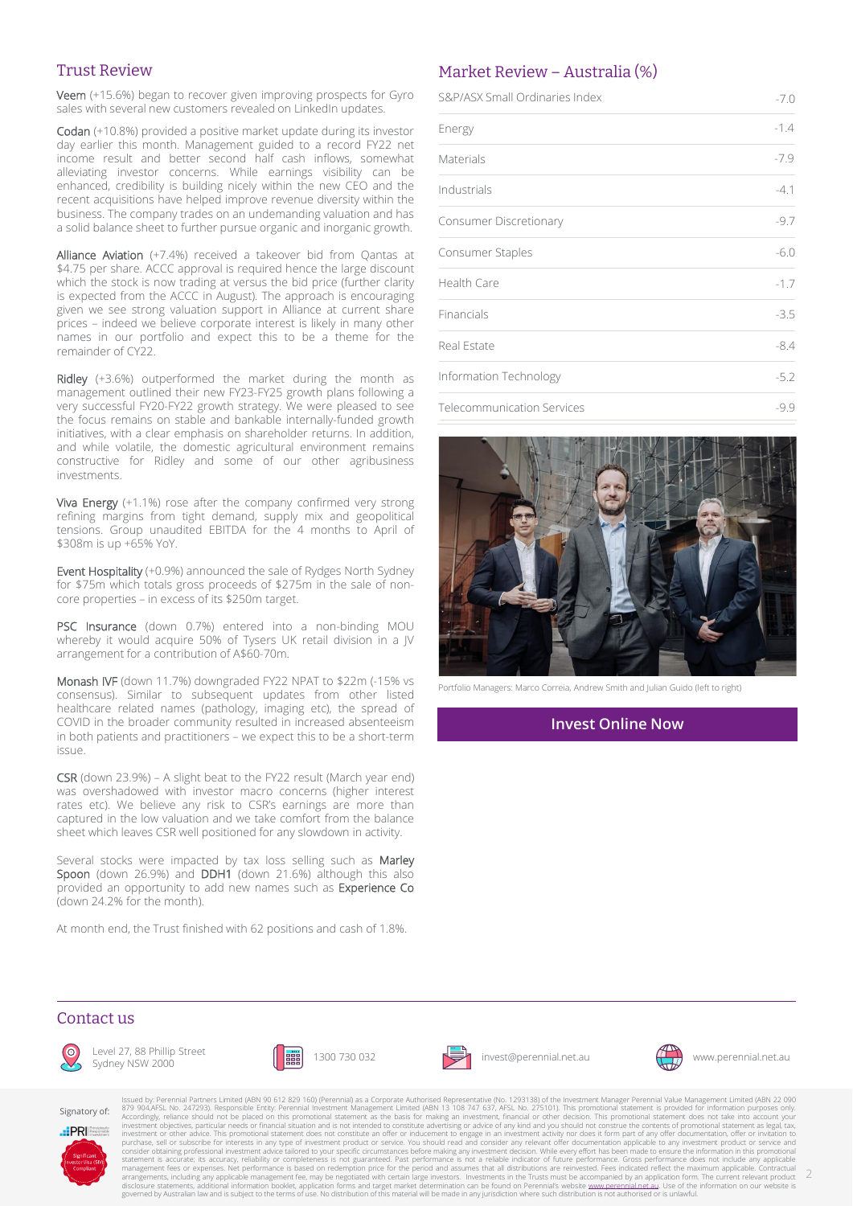## Trust Review

Veem (+15.6%) began to recover given improving prospects for Gyro sales with several new customers revealed on LinkedIn updates.

Codan (+10.8%) provided a positive market update during its investor day earlier this month. Management guided to a record FY22 net income result and better second half cash inflows, somewhat alleviating investor concerns. While earnings visibility can be enhanced, credibility is building nicely within the new CEO and the recent acquisitions have helped improve revenue diversity within the business. The company trades on an undemanding valuation and has a solid balance sheet to further pursue organic and inorganic growth.

Alliance Aviation (+7.4%) received a takeover bid from Qantas at $4.75 per share. ACCC approval is required hence the large discount which the stock is now trading at versus the bid price (further clarity is expected from the ACCC in August). The approach is encouraging given we see strong valuation support in Alliance at current share prices – indeed we believe corporate interest is likely in many other names in our portfolio and expect this to be a theme for the remainder of CY22.

Ridley (+3.6%) outperformed the market during the month as management outlined their new FY23-FY25 growth plans following a very successful FY20-FY22 growth strategy. We were pleased to see the focus remains on stable and bankable internally-funded growth initiatives, with a clear emphasis on shareholder returns. In addition, and while volatile, the domestic agricultural environment remains constructive for Ridley and some of our other agribusiness investments.

Viva Energy (+1.1%) rose after the company confirmed very strong refining margins from tight demand, supply mix and geopolitical tensions. Group unaudited EBITDA for the 4 months to April of $308m is up +65% YoY.

Event Hospitality (+0.9%) announced the sale of Rydges North Sydney for $75m which totals gross proceeds of $275m in the sale of non-core properties – in excess of its $250m target.

PSC Insurance (down 0.7%) entered into a non-binding MOU whereby it would acquire 50% of Tysers UK retail division in a JV arrangement for a contribution of A$60-70m.

Monash IVF (down 11.7%) downgraded FY22 NPAT to $22m (-15% vs consensus). Similar to subsequent updates from other listed healthcare related names (pathology, imaging etc), the spread of COVID in the broader community resulted in increased absenteeism in both patients and practitioners – we expect this to be a short-term issue.

CSR (down 23.9%) – A slight beat to the FY22 result (March year end) was overshadowed with investor macro concerns (higher interest rates etc). We believe any risk to CSR's earnings are more than captured in the low valuation and we take comfort from the balance sheet which leaves CSR well positioned for any slowdown in activity.

Several stocks were impacted by tax loss selling such as Marley Spoon (down 26.9%) and DDH1 (down 21.6%) although this also provided an opportunity to add new names such as Experience Co (down 24.2% for the month).

At month end, the Trust finished with 62 positions and cash of 1.8%.

## Market Review – Australia (%)

| | |
|---|---|
| S&P/ASX Small Ordinaries Index | -7.0 |
| Energy | -1.4 |
| Materials | -7.9 |
| Industrials | -4.1 |
| Consumer Discretionary | -9.7 |
| Consumer Staples | -6.0 |
| Health Care | -1.7 |
| Financials | -3.5 |
| Real Estate | -8.4 |
| Information Technology | -5.2 |
| Telecommunication Services | -9.9 |

Portfolio Managers: Marco Correia, Andrew Smith and Julian Guido (left to right)

**Invest Online Now**

## Contact us

Level 27, 88 Phillip Street
Sydney NSW 2000

1300 730 032

invest@perennial.net.au

www.perennial.net.au

Signatory of: PRI

Issued by: Perennial Partners Limited (ABN 90 612 829 160) (Perennial) as a Corporate Authorised Representative (No. 1293138) of the Investment Manager Perennial Value Management Limited (ABN 22 090 879 904,AFSL No. 247293). Responsible Entity: Perennial Investment Management Limited (ABN 13 108 747 637, AFSL No. 275101). This promotional statement is provided for information purposes only. Accordingly, reliance should not be placed on this promotional statement as the basis for making an investment, financial or other decision. This promotional statement does not take into account your investment objectives, particular needs or financial situation and is not intended to constitute advertising or advice of any kind and you should not construe the contents of promotional statement as legal, tax, investment or other advice. This promotional statement does not constitute an offer or inducement to engage in an investment activity nor does it form part of any offer documentation, offer or invitation to purchase, sell or subscribe for interests in any type of investment product or service. You should read and consider any relevant offer documentation applicable to any investment product or service and consider obtaining professional investment advice tailored to your specific circumstances before making any investment decision. While every effort has been made to ensure the information in this promotional statement is accurate; its accuracy, reliability or completeness is not guaranteed. Past performance is not a reliable indicator of future performance. Gross performance does not include any applicable management fees or expenses. Net performance is based on redemption price for the period and assumes that all distributions are reinvested. Fees indicated reflect the maximum applicable. Contractual arrangements, including any applicable management fee, may be negotiated with certain large investors. Investments in the Trusts must be accompanied by an application form. The current relevant product disclosure statements, additional information booklet, application forms and target market determination can be found on Perennial's website www.perennial.net.au. Use of the information on our website is governed by Australian law and is subject to the terms of use. No distribution of this material will be made in any jurisdiction where such distribution is not authorised or is unlawful.